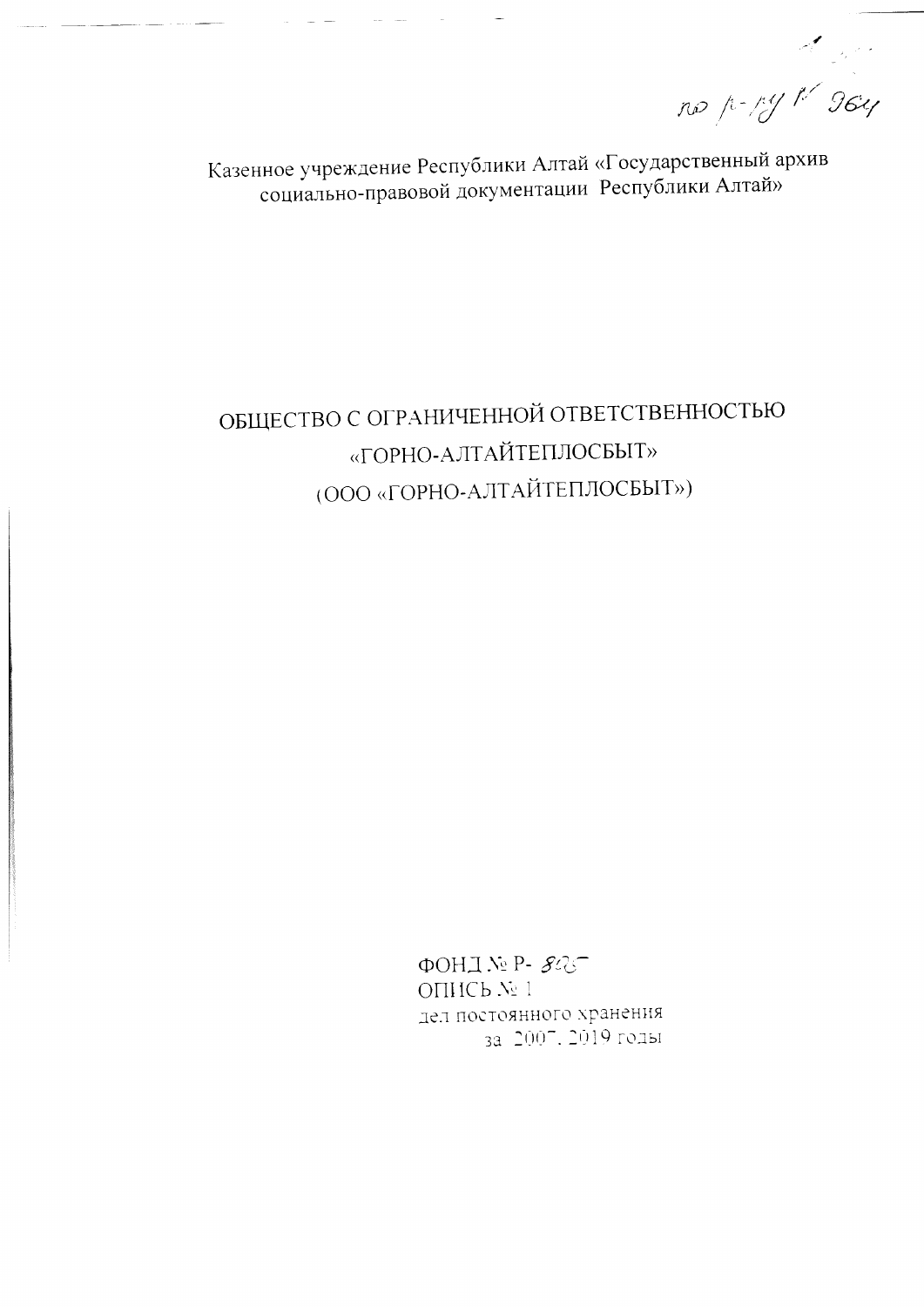по р-ру № 964

Казенное учреждение Республики Алтай «Государственный архив социально-правовой документации Республики Алтай»

# ОБЩЕСТВО С ОГРАНИЧЕННОЙ ОТВЕТСТВЕННОСТЬЮ «ГОРНО-АЛТАЙТЕПЛОСБЫТ» (ООО «ГОРНО-АЛТАЙТЕПЛОСБЫТ»)

ФОНД № Р- 825
ОПИСЬ № 1
дел постоянного хранения
за 2007, 2019 годы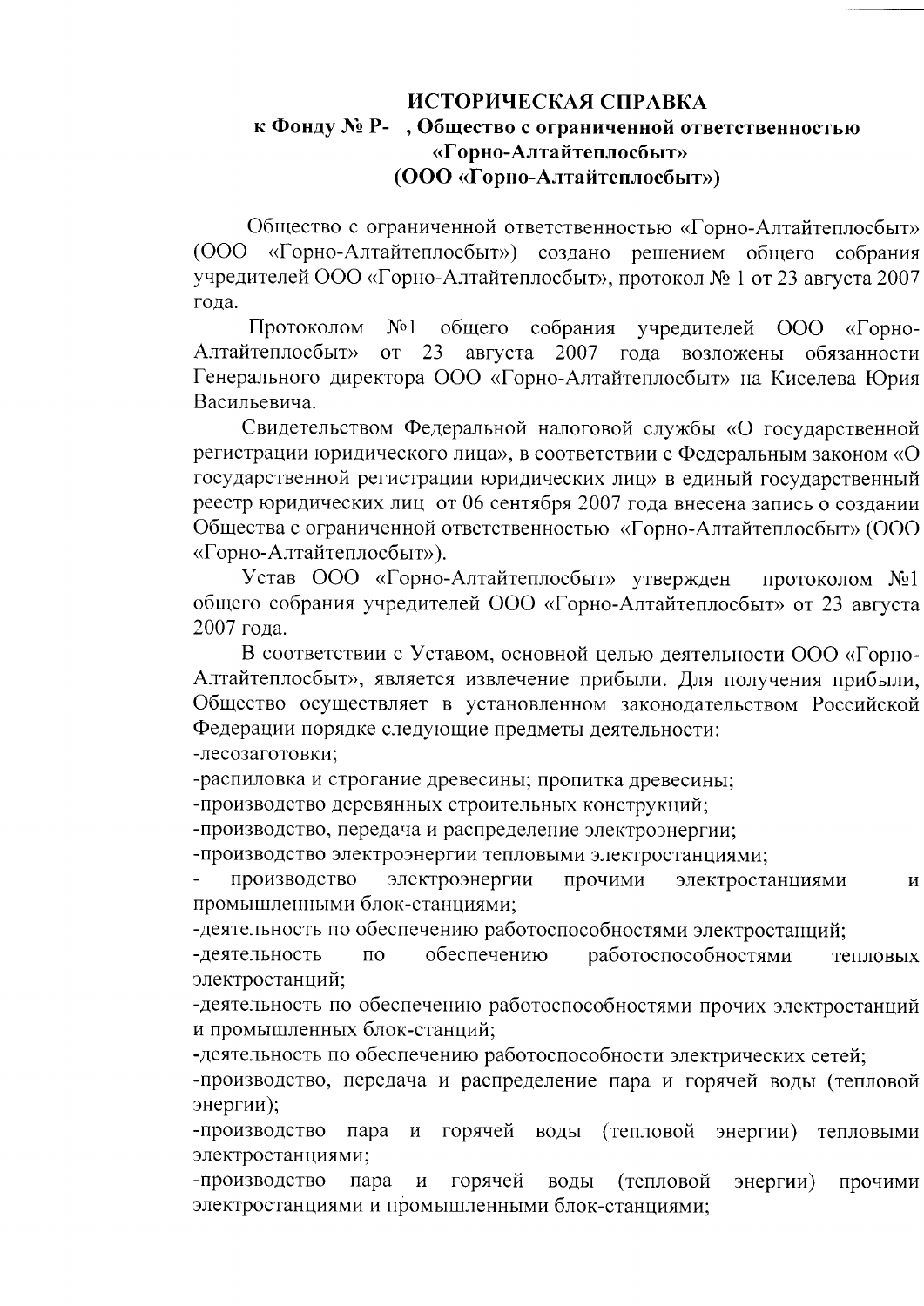# ИСТОРИЧЕСКАЯ СПРАВКА
## к Фонду № Р- , Общество с ограниченной ответственностью «Горно-Алтайтеплосбыт» (ООО «Горно-Алтайтеплосбыт»)

Общество с ограниченной ответственностью «Горно-Алтайтеплосбыт» (ООО «Горно-Алтайтеплосбыт») создано решением общего собрания учредителей ООО «Горно-Алтайтеплосбыт», протокол № 1 от 23 августа 2007 года.

Протоколом №1 общего собрания учредителей ООО «Горно-Алтайтеплосбыт» от 23 августа 2007 года возложены обязанности Генерального директора ООО «Горно-Алтайтеплосбыт» на Киселева Юрия Васильевича.

Свидетельством Федеральной налоговой службы «О государственной регистрации юридического лица», в соответствии с Федеральным законом «О государственной регистрации юридических лиц» в единый государственный реестр юридических лиц от 06 сентября 2007 года внесена запись о создании Общества с ограниченной ответственностью «Горно-Алтайтеплосбыт» (ООО «Горно-Алтайтеплосбыт»).

Устав ООО «Горно-Алтайтеплосбыт» утвержден протоколом №1 общего собрания учредителей ООО «Горно-Алтайтеплосбыт» от 23 августа 2007 года.

В соответствии с Уставом, основной целью деятельности ООО «Горно-Алтайтеплосбыт», является извлечение прибыли. Для получения прибыли, Общество осуществляет в установленном законодательством Российской Федерации порядке следующие предметы деятельности:

-лесозаготовки;
-распиловка и строгание древесины; пропитка древесины;
-производство деревянных строительных конструкций;
-производство, передача и распределение электроэнергии;
-производство электроэнергии тепловыми электростанциями;
- производство электроэнергии прочими электростанциями и промышленными блок-станциями;
-деятельность по обеспечению работоспособностями электростанций;
-деятельность по обеспечению работоспособностями тепловых электростанций;
-деятельность по обеспечению работоспособностями прочих электростанций и промышленных блок-станций;
-деятельность по обеспечению работоспособности электрических сетей;
-производство, передача и распределение пара и горячей воды (тепловой энергии);
-производство пара и горячей воды (тепловой энергии) тепловыми электростанциями;
-производство пара и горячей воды (тепловой энергии) прочими электростанциями и промышленными блок-станциями;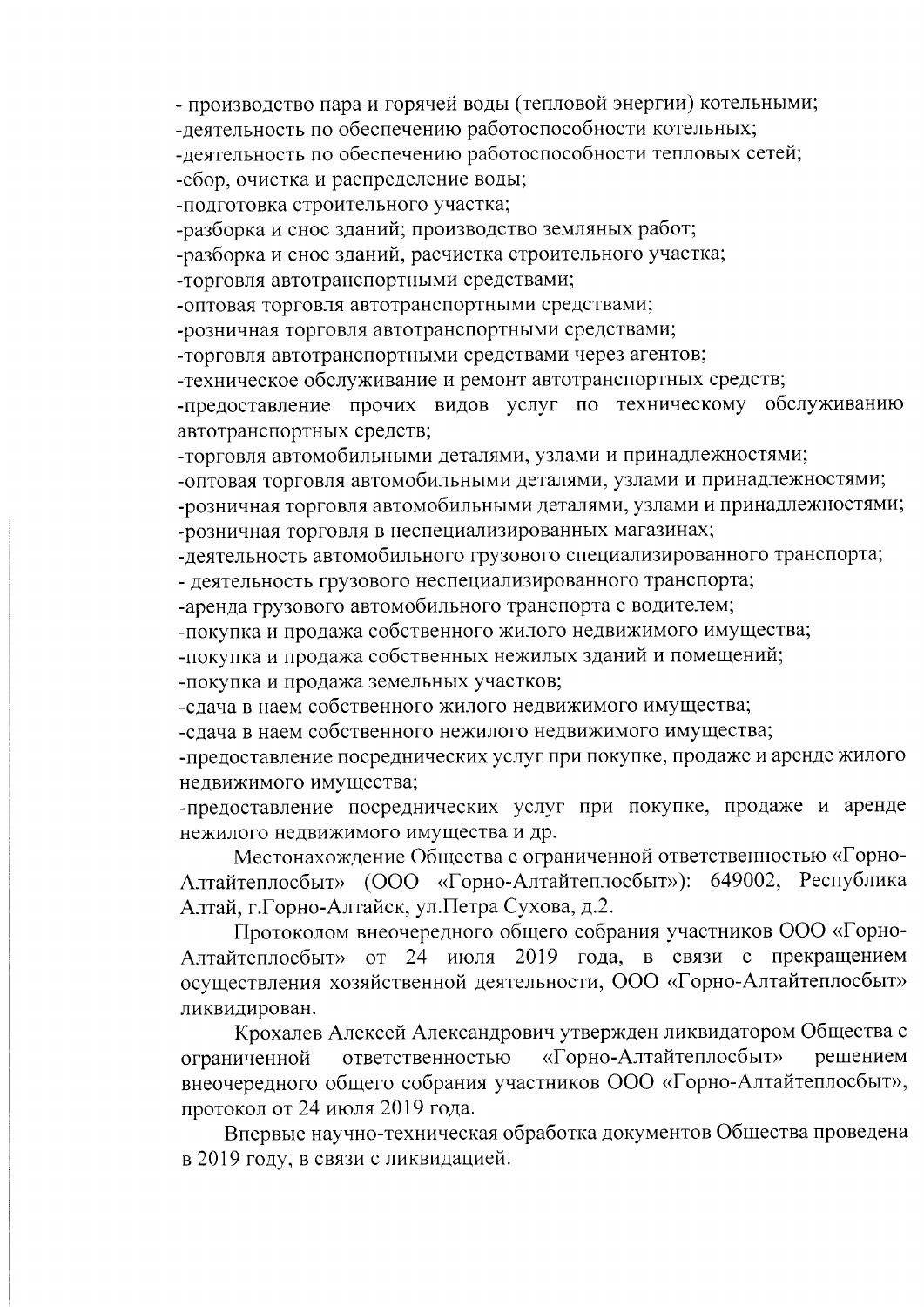- производство пара и горячей воды (тепловой энергии) котельными;
-деятельность по обеспечению работоспособности котельных;
-деятельность по обеспечению работоспособности тепловых сетей;
-сбор, очистка и распределение воды;
-подготовка строительного участка;
-разборка и снос зданий; производство земляных работ;
-разборка и снос зданий, расчистка строительного участка;
-торговля автотранспортными средствами;
-оптовая торговля автотранспортными средствами;
-розничная торговля автотранспортными средствами;
-торговля автотранспортными средствами через агентов;
-техническое обслуживание и ремонт автотранспортных средств;
-предоставление прочих видов услуг по техническому обслуживанию автотранспортных средств;
-торговля автомобильными деталями, узлами и принадлежностями;
-оптовая торговля автомобильными деталями, узлами и принадлежностями;
-розничная торговля автомобильными деталями, узлами и принадлежностями;
-розничная торговля в неспециализированных магазинах;
-деятельность автомобильного грузового специализированного транспорта;
- деятельность грузового неспециализированного транспорта;
-аренда грузового автомобильного транспорта с водителем;
-покупка и продажа собственного жилого недвижимого имущества;
-покупка и продажа собственных нежилых зданий и помещений;
-покупка и продажа земельных участков;
-сдача в наем собственного жилого недвижимого имущества;
-сдача в наем собственного нежилого недвижимого имущества;
-предоставление посреднических услуг при покупке, продаже и аренде жилого недвижимого имущества;
-предоставление посреднических услуг при покупке, продаже и аренде нежилого недвижимого имущества и др.

Местонахождение Общества с ограниченной ответственностью «Горно-Алтайтеплосбыт» (ООО «Горно-Алтайтеплосбыт»): 649002, Республика Алтай, г.Горно-Алтайск, ул.Петра Сухова, д.2.

Протоколом внеочередного общего собрания участников ООО «Горно-Алтайтеплосбыт» от 24 июля 2019 года, в связи с прекращением осуществления хозяйственной деятельности, ООО «Горно-Алтайтеплосбыт» ликвидирован.

Крохалев Алексей Александрович утвержден ликвидатором Общества с ограниченной ответственностью «Горно-Алтайтеплосбыт» решением внеочередного общего собрания участников ООО «Горно-Алтайтеплосбыт», протокол от 24 июля 2019 года.

Впервые научно-техническая обработка документов Общества проведена в 2019 году, в связи с ликвидацией.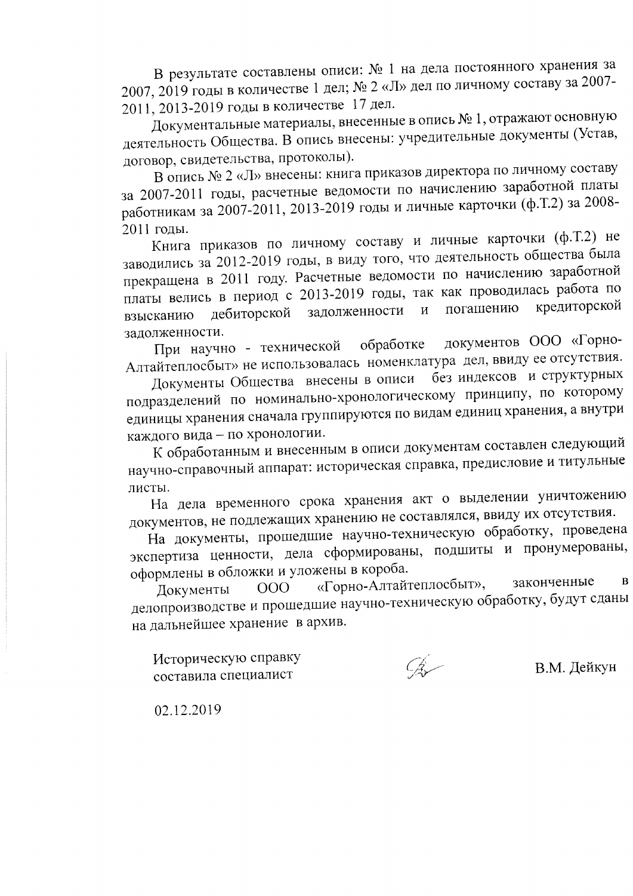В результате составлены описи: № 1 на дела постоянного хранения за 2007, 2019 годы в количестве 1 дел; № 2 «Л» дел по личному составу за 2007-2011, 2013-2019 годы в количестве 17 дел.

Документальные материалы, внесенные в опись № 1, отражают основную деятельность Общества. В опись внесены: учредительные документы (Устав, договор, свидетельства, протоколы).

В опись № 2 «Л» внесены: книга приказов директора по личному составу за 2007-2011 годы, расчетные ведомости по начислению заработной платы работникам за 2007-2011, 2013-2019 годы и личные карточки (ф.Т.2) за 2008-2011 годы.

Книга приказов по личному составу и личные карточки (ф.Т.2) не заводились за 2012-2019 годы, в виду того, что деятельность общества была прекращена в 2011 году. Расчетные ведомости по начислению заработной платы велись в период с 2013-2019 годы, так как проводилась работа по взысканию дебиторской задолженности и погашению кредиторской задолженности.

При научно - технической обработке документов ООО «Горно-Алтайтеплосбыт» не использовалась номенклатура дел, ввиду ее отсутствия.

Документы Общества внесены в описи без индексов и структурных подразделений по номинально-хронологическому принципу, по которому единицы хранения сначала группируются по видам единиц хранения, а внутри каждого вида – по хронологии.

К обработанным и внесенным в описи документам составлен следующий научно-справочный аппарат: историческая справка, предисловие и титульные листы.

На дела временного срока хранения акт о выделении уничтожению документов, не подлежащих хранению не составлялся, ввиду их отсутствия.

На документы, прошедшие научно-техническую обработку, проведена экспертиза ценности, дела сформированы, подшиты и пронумерованы, оформлены в обложки и уложены в короба.

Документы ООО «Горно-Алтайтеплосбыт», законченные в делопроизводстве и прошедшие научно-техническую обработку, будут сданы на дальнейшее хранение в архив.

Историческую справку составила специалист В.М. Дейкун

02.12.2019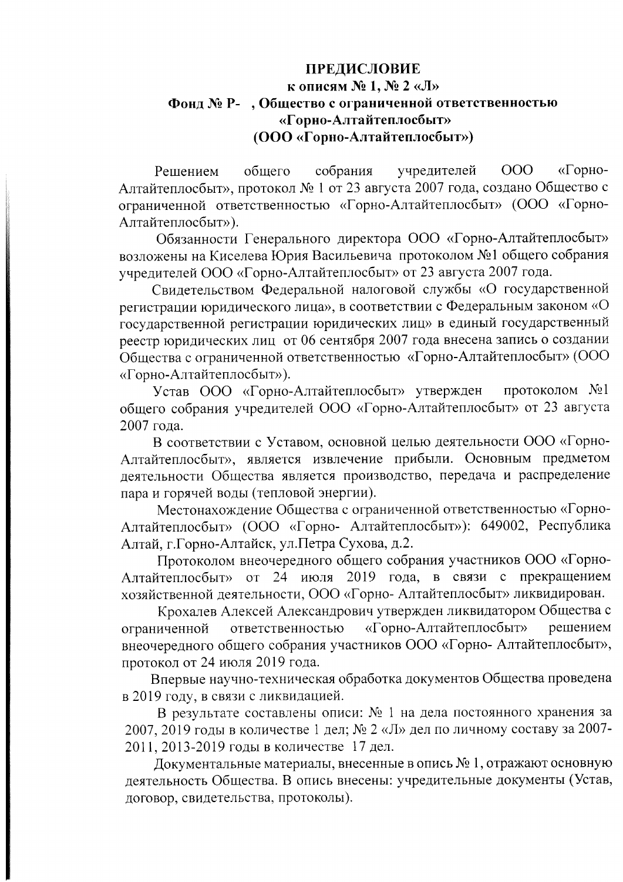# ПРЕДИСЛОВИЕ
## к описям № 1, № 2 «Л»
## Фонд № Р- , Общество с ограниченной ответственностью «Горно-Алтайтеплосбыт» (ООО «Горно-Алтайтеплосбыт»)

Решением общего собрания учредителей ООО «Горно-Алтайтеплосбыт», протокол № 1 от 23 августа 2007 года, создано Общество с ограниченной ответственностью «Горно-Алтайтеплосбыт» (ООО «Горно-Алтайтеплосбыт»).

Обязанности Генерального директора ООО «Горно-Алтайтеплосбыт» возложены на Киселева Юрия Васильевича протоколом №1 общего собрания учредителей ООО «Горно-Алтайтеплосбыт» от 23 августа 2007 года.

Свидетельством Федеральной налоговой службы «О государственной регистрации юридического лица», в соответствии с Федеральным законом «О государственной регистрации юридических лиц» в единый государственный реестр юридических лиц от 06 сентября 2007 года внесена запись о создании Общества с ограниченной ответственностью «Горно-Алтайтеплосбыт» (ООО «Горно-Алтайтеплосбыт»).

Устав ООО «Горно-Алтайтеплосбыт» утвержден протоколом №1 общего собрания учредителей ООО «Горно-Алтайтеплосбыт» от 23 августа 2007 года.

В соответствии с Уставом, основной целью деятельности ООО «Горно-Алтайтеплосбыт», является извлечение прибыли. Основным предметом деятельности Общества является производство, передача и распределение пара и горячей воды (тепловой энергии).

Местонахождение Общества с ограниченной ответственностью «Горно-Алтайтеплосбыт» (ООО «Горно- Алтайтеплосбыт»): 649002, Республика Алтай, г.Горно-Алтайск, ул.Петра Сухова, д.2.

Протоколом внеочередного общего собрания участников ООО «Горно-Алтайтеплосбыт» от 24 июля 2019 года, в связи с прекращением хозяйственной деятельности, ООО «Горно- Алтайтеплосбыт» ликвидирован.

Крохалев Алексей Александрович утвержден ликвидатором Общества с ограниченной ответственностью «Горно-Алтайтеплосбыт» решением внеочередного общего собрания участников ООО «Горно- Алтайтеплосбыт», протокол от 24 июля 2019 года.

Впервые научно-техническая обработка документов Общества проведена в 2019 году, в связи с ликвидацией.

В результате составлены описи: № 1 на дела постоянного хранения за 2007, 2019 годы в количестве 1 дел; № 2 «Л» дел по личному составу за 2007-2011, 2013-2019 годы в количестве 17 дел.

Документальные материалы, внесенные в опись № 1, отражают основную деятельность Общества. В опись внесены: учредительные документы (Устав, договор, свидетельства, протоколы).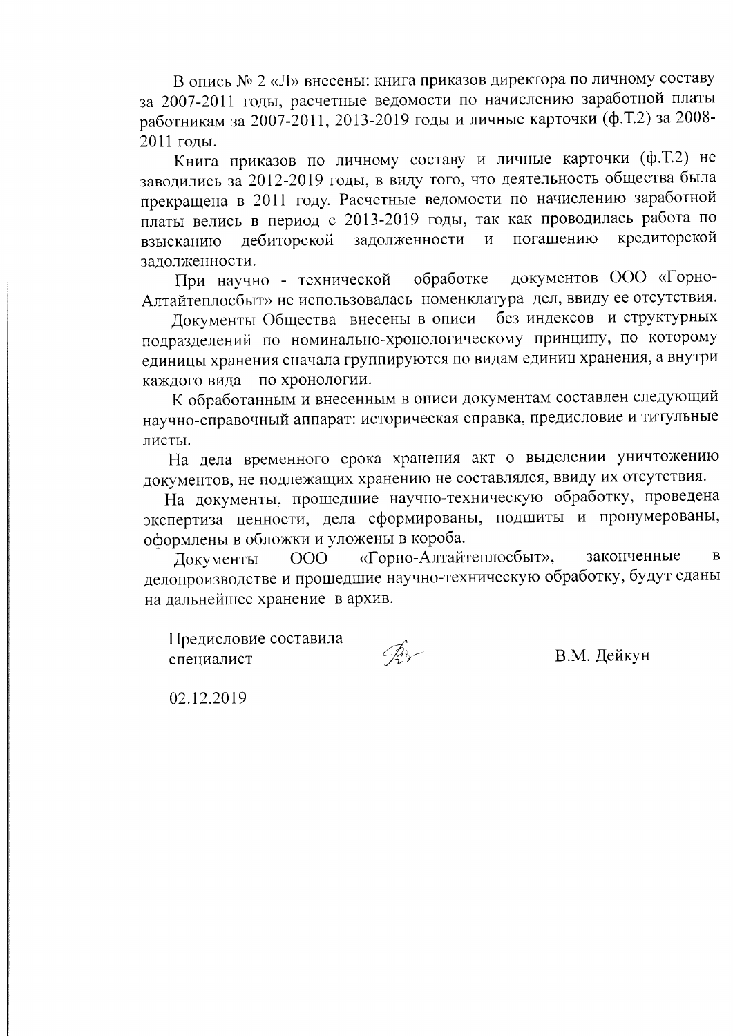В опись № 2 «Л» внесены: книга приказов директора по личному составу за 2007-2011 годы, расчетные ведомости по начислению заработной платы работникам за 2007-2011, 2013-2019 годы и личные карточки (ф.Т.2) за 2008-2011 годы.

Книга приказов по личному составу и личные карточки (ф.Т.2) не заводились за 2012-2019 годы, в виду того, что деятельность общества была прекращена в 2011 году. Расчетные ведомости по начислению заработной платы велись в период с 2013-2019 годы, так как проводилась работа по взысканию дебиторской задолженности и погашению кредиторской задолженности.

При научно - технической обработке документов ООО «Горно-Алтайтеплосбыт» не использовалась номенклатура дел, ввиду ее отсутствия.

Документы Общества внесены в описи без индексов и структурных подразделений по номинально-хронологическому принципу, по которому единицы хранения сначала группируются по видам единиц хранения, а внутри каждого вида – по хронологии.

К обработанным и внесенным в описи документам составлен следующий научно-справочный аппарат: историческая справка, предисловие и титульные листы.

На дела временного срока хранения акт о выделении уничтожению документов, не подлежащих хранению не составлялся, ввиду их отсутствия.

На документы, прошедшие научно-техническую обработку, проведена экспертиза ценности, дела сформированы, подшиты и пронумерованы, оформлены в обложки и уложены в короба.

Документы ООО «Горно-Алтайтеплосбыт», законченные в делопроизводстве и прошедшие научно-техническую обработку, будут сданы на дальнейшее хранение в архив.

Предисловие составила
специалист В.М. Дейкун

02.12.2019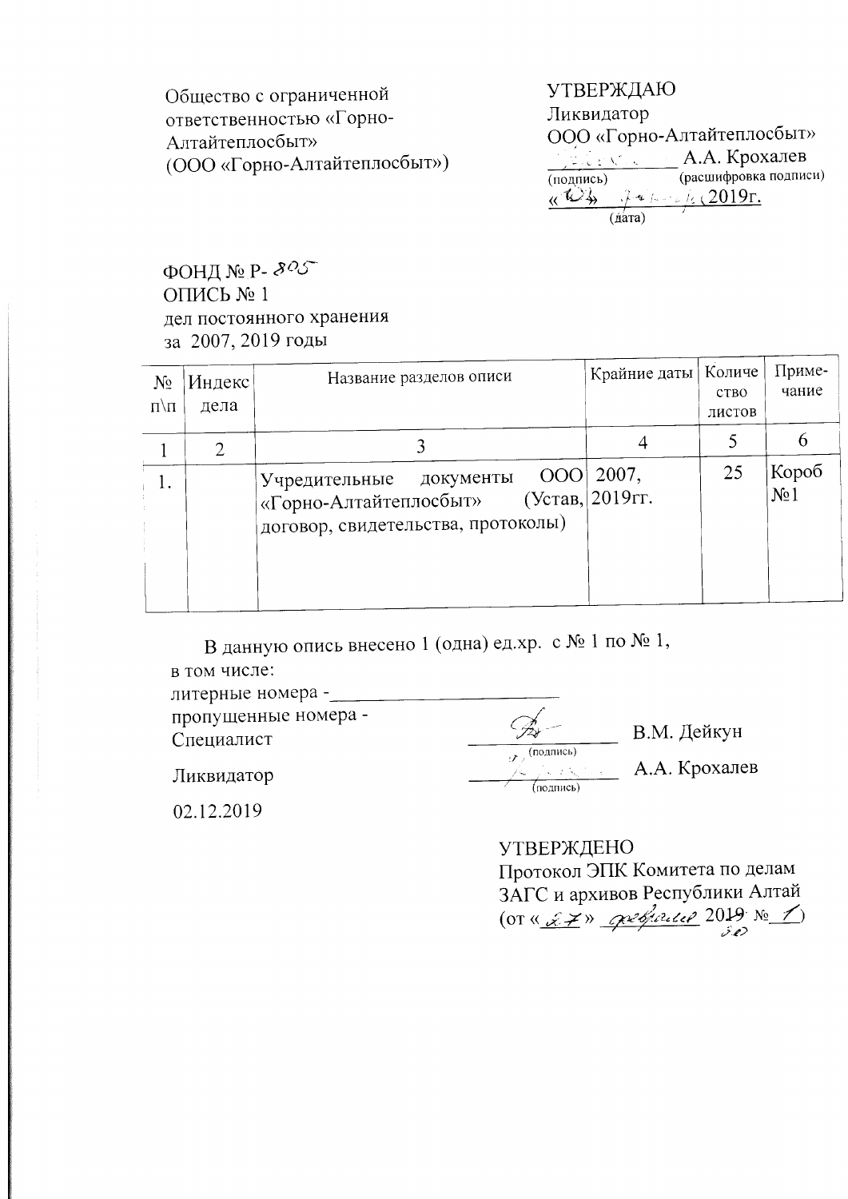Общество с ограниченной ответственностью «Горно-Алтайтеплосбыт» (ООО «Горно-Алтайтеплосбыт»)

УТВЕРЖДАЮ
Ликвидатор
ООО «Горно-Алтайтеплосбыт»
_____________ А.А. Крохалев
(подпись) (расшифровка подписи)
«04» _______ 2019г.
(дата)

ФОНД № Р- 805
ОПИСЬ № 1
дел постоянного хранения
за 2007, 2019 годы

| № п\п | Индекс дела | Название разделов описи | Крайние даты | Количество листов | Примечание |
|---|---|---|---|---|---|
| 1 | 2 | 3 | 4 | 5 | 6 |
| 1. | | Учредительные документы ООО «Горно-Алтайтеплосбыт» (Устав, договор, свидетельства, протоколы) | 2007, 2019гг. | 25 | Короб №1 |

В данную опись внесено 1 (одна) ед.хр. с № 1 по № 1,
в том числе:
литерные номера -_______________________
пропущенные номера -

Специалист _____________ В.М. Дейкун
(подпись)

Ликвидатор _____________ А.А. Крохалев
(подпись)

02.12.2019

УТВЕРЖДЕНО
Протокол ЭПК Комитета по делам ЗАГС и архивов Республики Алтай
(от «27» февраля 2019 20 № 1)